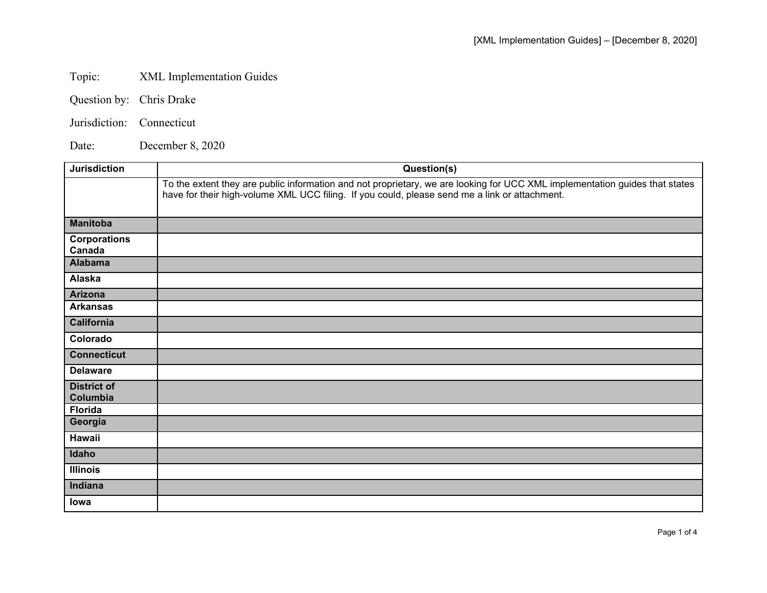Topic: XML Implementation Guides

Question by: Chris Drake

Jurisdiction: Connecticut

Date: December 8, 2020

| Jurisdiction | Question(s) |
| --- | --- |
| | To the extent they are public information and not proprietary, we are looking for UCC XML implementation guides that states have for their high-volume XML UCC filing. If you could, please send me a link or attachment. |
| **Manitoba** | |
| **Corporations Canada** | |
| **Alabama** | |
| **Alaska** | |
| **Arizona** | |
| **Arkansas** | |
| **California** | |
| **Colorado** | |
| **Connecticut** | |
| **Delaware** | |
| **District of Columbia** | |
| **Florida** | |
| **Georgia** | |
| **Hawaii** | |
| **Idaho** | |
| **Illinois** | |
| **Indiana** | |
| **Iowa** | |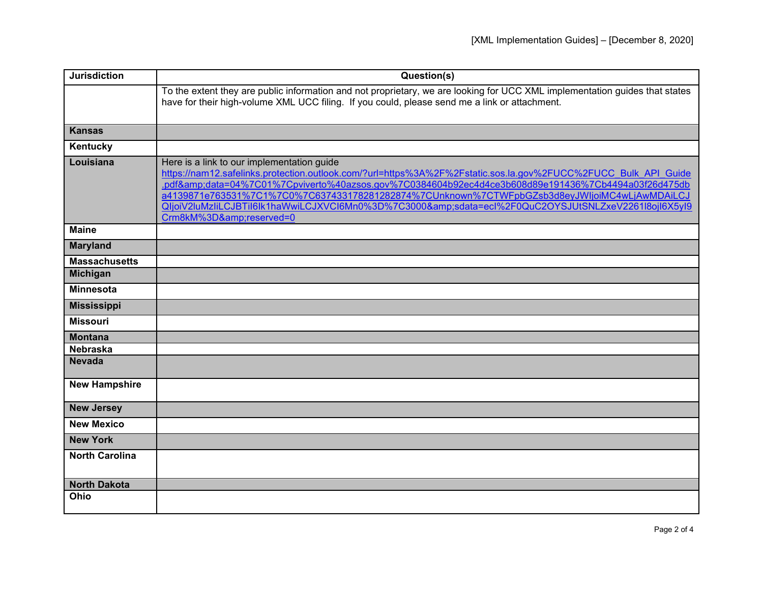| Jurisdiction | Question(s) |
| --- | --- |
| | To the extent they are public information and not proprietary, we are looking for UCC XML implementation guides that states have for their high-volume XML UCC filing. If you could, please send me a link or attachment. |
| **Kansas** | |
| **Kentucky** | |
| **Louisiana** | Here is a link to our implementation guide https://nam12.safelinks.protection.outlook.com/?url=https%3A%2F%2Fstatic.sos.la.gov%2FUCC%2FUCC_Bulk_API_Guide.pdf&amp;data=04%7C01%7Cpviverto%40azsos.gov%7C0384604b92ec4d4ce3b608d89e191436%7Cb4494a03f26d475dba4139871e763531%7C1%7C0%7C637433178281282874%7CUnknown%7CTWFpbGZsb3d8eyJWIjoiMC4wLjAwMDAiLCJQIjoiV2luMzIiLCJBTiI6Ik1haWwiLCJXVCI6Mn0%3D%7C3000&amp;sdata=ecl%2F0QuC2OYSJUtSNLZxeV2261l8ojl6X5yI9Crm8kM%3D&amp;reserved=0 |
| **Maine** | |
| **Maryland** | |
| **Massachusetts** | |
| **Michigan** | |
| **Minnesota** | |
| **Mississippi** | |
| **Missouri** | |
| **Montana** | |
| **Nebraska** | |
| **Nevada** | |
| **New Hampshire** | |
| **New Jersey** | |
| **New Mexico** | |
| **New York** | |
| **North Carolina** | |
| **North Dakota** | |
| **Ohio** | |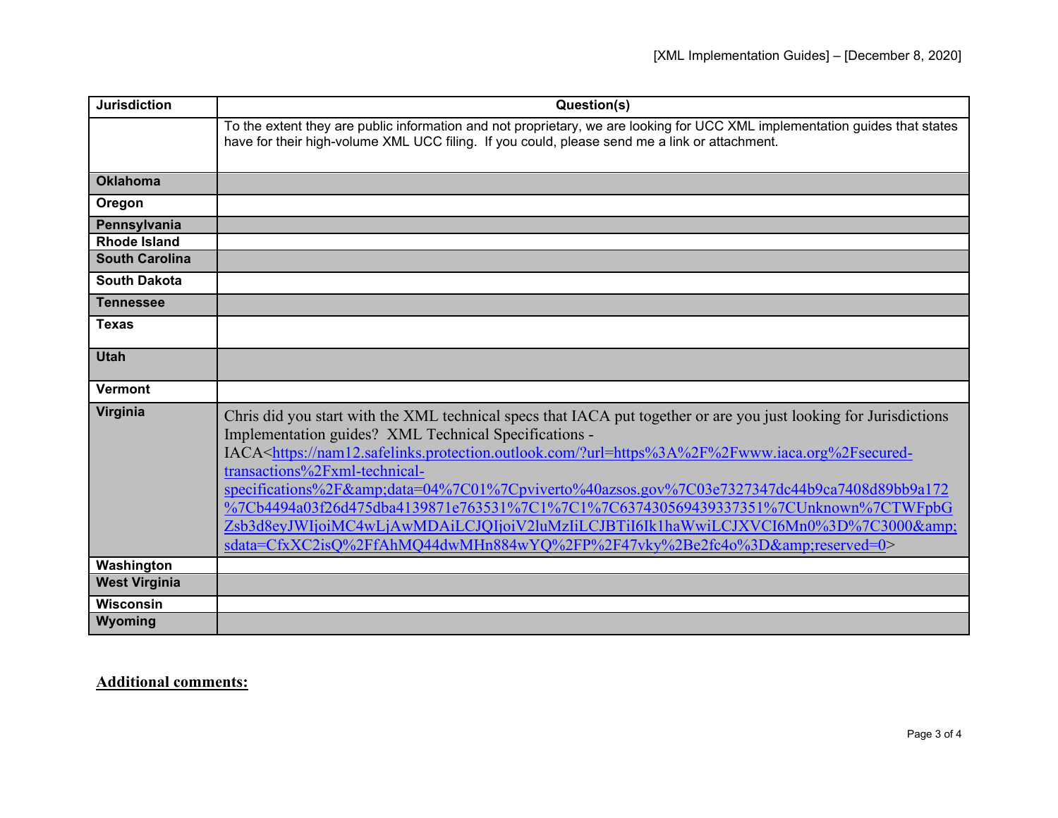| Jurisdiction | Question(s) |
| --- | --- |
| | To the extent they are public information and not proprietary, we are looking for UCC XML implementation guides that states have for their high-volume XML UCC filing. If you could, please send me a link or attachment. |
| **Oklahoma** | |
| **Oregon** | |
| **Pennsylvania** | |
| **Rhode Island** | |
| **South Carolina** | |
| **South Dakota** | |
| **Tennessee** | |
| **Texas** | |
| **Utah** | |
| **Vermont** | |
| **Virginia** | Chris did you start with the XML technical specs that IACA put together or are you just looking for Jurisdictions Implementation guides? XML Technical Specifications - IACA<https://nam12.safelinks.protection.outlook.com/?url=https%3A%2F%2Fwww.iaca.org%2Fsecured-transactions%2Fxml-technical-specifications%2F&amp;data=04%7C01%7Cpviverto%40azsos.gov%7C03e7327347dc44b9ca7408d89bb9a172%7Cb4494a03f26d475dba4139871e763531%7C1%7C1%7C637430569439337351%7CUnknown%7CTWFpbGZsb3d8eyJWIjoiMC4wLjAwMDAiLCJQIjoiV2luMzIiLCJBTiI6Ik1haWwiLCJXVCI6Mn0%3D%7C3000&amp;sdata=CfxXC2isQ%2FfAhMQ44dwMHn884wYQ%2FP%2F47vky%2Be2fc4o%3D&amp;reserved=0> |
| **Washington** | |
| **West Virginia** | |
| **Wisconsin** | |
| **Wyoming** | |

**Additional comments:**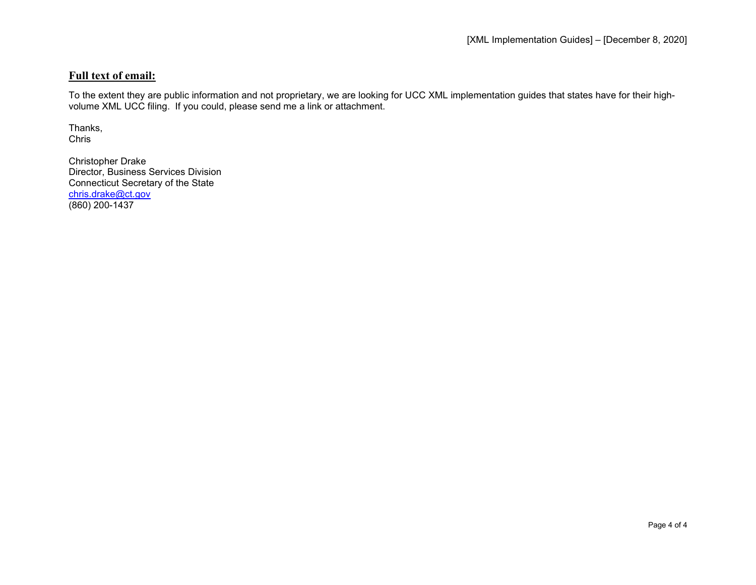## Full text of email:

To the extent they are public information and not proprietary, we are looking for UCC XML implementation guides that states have for their high-volume XML UCC filing. If you could, please send me a link or attachment.

Thanks,
Chris

Christopher Drake
Director, Business Services Division
Connecticut Secretary of the State
chris.drake@ct.gov
(860) 200-1437